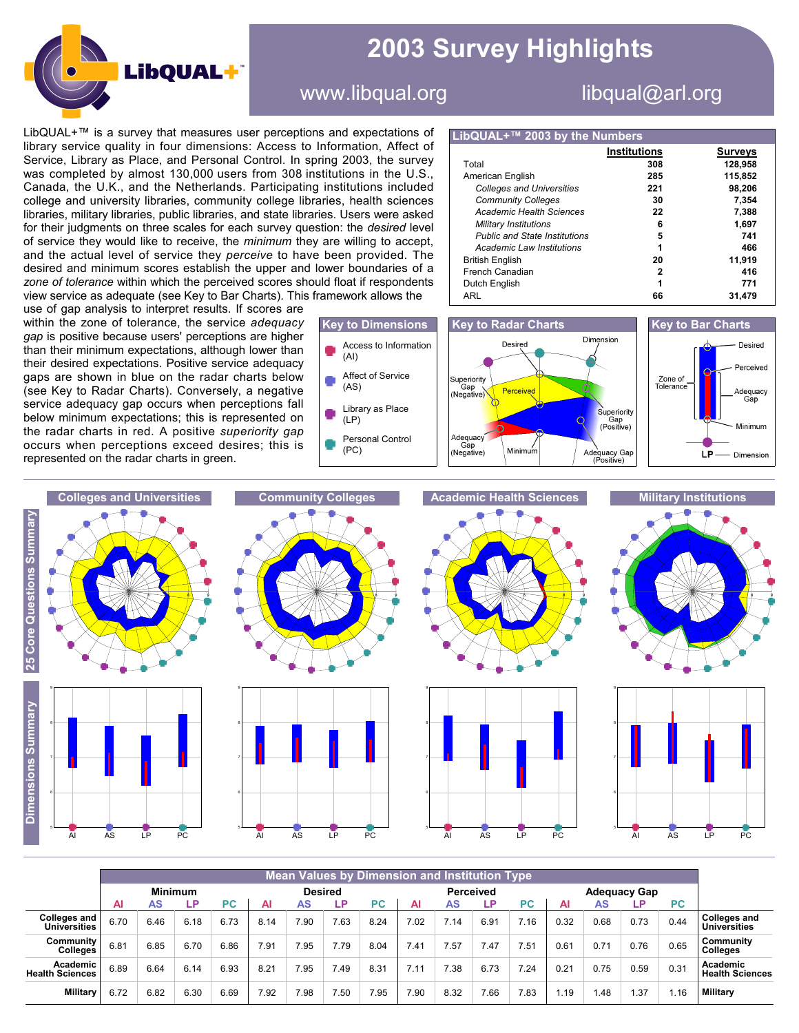# 2003 Survey Highlights

LibQUAL+™

www.libqual.org libqual@arl.org

LibQUAL+™ is a survey that measures user perceptions and expectations of library service quality in four dimensions: Access to Information, Affect of Service, Library as Place, and Personal Control. In spring 2003, the survey was completed by almost 130,000 users from 308 institutions in the U.S., Canada, the U.K., and the Netherlands. Participating institutions included college and university libraries, community college libraries, health sciences libraries, military libraries, public libraries, and state libraries. Users were asked for their judgments on three scales for each survey question: the *desired* level of service they would like to receive, the *minimum* they are willing to accept, and the actual level of service they *perceive* to have been provided. The desired and minimum scores establish the upper and lower boundaries of a *zone of tolerance* within which the perceived scores should float if respondents view service as adequate (see Key to Bar Charts). This framework allows the use of gap analysis to interpret results. If scores are within the zone of tolerance, the service *adequacy gap* is positive because users' perceptions are higher than their minimum expectations, although lower than their desired expectations. Positive service adequacy gaps are shown in blue on the radar charts below (see Key to Radar Charts). Conversely, a negative service adequacy gap occurs when perceptions fall below minimum expectations; this is represented on the radar charts in red. A positive *superiority gap* occurs when perceptions exceed desires; this is represented on the radar charts in green.

## LibQUAL+™ 2003 by the Numbers

| | Institutions | Surveys |
|---|---|---|
| Total | 308 | 128,958 |
| American English | 285 | 115,852 |
| *Colleges and Universities* | 221 | 98,206 |
| *Community Colleges* | 30 | 7,354 |
| *Academic Health Sciences* | 22 | 7,388 |
| *Military Institutions* | 6 | 1,697 |
| *Public and State Institutions* | 5 | 741 |
| *Academic Law Institutions* | 1 | 466 |
| British English | 20 | 11,919 |
| French Canadian | 2 | 416 |
| Dutch English | 1 | 771 |
| ARL | 66 | 31,479 |

## Key to Dimensions

- Access to Information (AI)
- Affect of Service (AS)
- Library as Place (LP)
- Personal Control (PC)

## Key to Radar Charts

Desired; Dimension; Superiority Gap (Negative); Perceived; Superiority Gap (Positive); Adequacy Gap (Negative); Minimum; Adequacy Gap (Positive)

## Key to Bar Charts

Desired; Perceived; Zone of Tolerance; Adequacy Gap; Minimum; LP — Dimension

## 25 Core Questions Summary / Dimensions Summary

Colleges and Universities | Community Colleges | Academic Health Sciences | Military Institutions

## Mean Values by Dimension and Institution Type

| | Minimum | | | | Desired | | | | Perceived | | | | Adequacy Gap | | | | |
|---|---|---|---|---|---|---|---|---|---|---|---|---|---|---|---|---|---|
| | AI | AS | LP | PC | AI | AS | LP | PC | AI | AS | LP | PC | AI | AS | LP | PC | |
| Colleges and Universities | 6.70 | 6.46 | 6.18 | 6.73 | 8.14 | 7.90 | 7.63 | 8.24 | 7.02 | 7.14 | 6.91 | 7.16 | 0.32 | 0.68 | 0.73 | 0.44 | Colleges and Universities |
| Community Colleges | 6.81 | 6.85 | 6.70 | 6.86 | 7.91 | 7.95 | 7.79 | 8.04 | 7.41 | 7.57 | 7.47 | 7.51 | 0.61 | 0.71 | 0.76 | 0.65 | Community Colleges |
| Academic Health Sciences | 6.89 | 6.64 | 6.14 | 6.93 | 8.21 | 7.95 | 7.49 | 8.31 | 7.11 | 7.38 | 6.73 | 7.24 | 0.21 | 0.75 | 0.59 | 0.31 | Academic Health Sciences |
| Military | 6.72 | 6.82 | 6.30 | 6.69 | 7.92 | 7.98 | 7.50 | 7.95 | 7.90 | 8.32 | 7.66 | 7.83 | 1.19 | 1.48 | 1.37 | 1.16 | Military |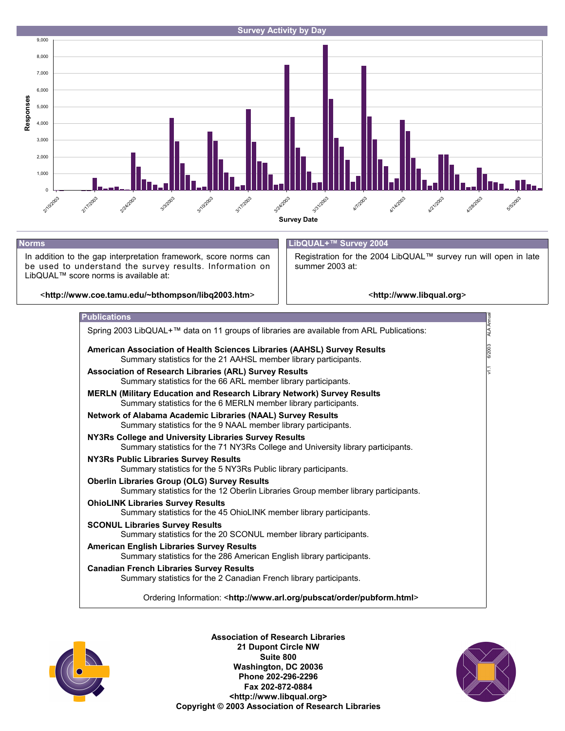## Survey Activity by Day

Responses

9,000
8,000
7,000
6,000
5,000
4,000
3,000
2,000
1,000
0

2/10/2003
2/17/2003
2/24/2003
3/3/2003
3/10/2003
3/17/2003
3/24/2003
3/31/2003
4/7/2003
4/14/2003
4/21/2003
4/28/2003
5/5/2003

Survey Date

## Norms

In addition to the gap interpretation framework, score norms can be used to understand the survey results. Information on LibQUAL™ score norms is available at:

<**http://www.coe.tamu.edu/~bthompson/libq2003.htm**>

## LibQUAL+™ Survey 2004

Registration for the 2004 LibQUAL™ survey run will open in late summer 2003 at:

<**http://www.libqual.org**>

## Publications

Spring 2003 LibQUAL+™ data on 11 groups of libraries are available from ARL Publications:

**American Association of Health Sciences Libraries (AAHSL) Survey Results**
Summary statistics for the 21 AAHSL member library participants.

**Association of Research Libraries (ARL) Survey Results**
Summary statistics for the 66 ARL member library participants.

**MERLN (Military Education and Research Library Network) Survey Results**
Summary statistics for the 6 MERLN member library participants.

**Network of Alabama Academic Libraries (NAAL) Survey Results**
Summary statistics for the 9 NAAL member library participants.

**NY3Rs College and University Libraries Survey Results**
Summary statistics for the 71 NY3Rs College and University library participants.

**NY3Rs Public Libraries Survey Results**
Summary statistics for the 5 NY3Rs Public library participants.

**Oberlin Libraries Group (OLG) Survey Results**
Summary statistics for the 12 Oberlin Libraries Group member library participants.

**OhioLINK Libraries Survey Results**
Summary statistics for the 45 OhioLINK member library participants.

**SCONUL Libraries Survey Results**
Summary statistics for the 20 SCONUL member library participants.

**American English Libraries Survey Results**
Summary statistics for the 286 American English library participants.

**Canadian French Libraries Survey Results**
Summary statistics for the 2 Canadian French library participants.

Ordering Information: <**http://www.arl.org/pubscat/order/pubform.html**>

v1.1 6/2003 ALA Annual

**Association of Research Libraries**
**21 Dupont Circle NW**
**Suite 800**
**Washington, DC 20036**
**Phone 202-296-2296**
**Fax 202-872-0884**
**<http://www.libqual.org>**
**Copyright © 2003 Association of Research Libraries**